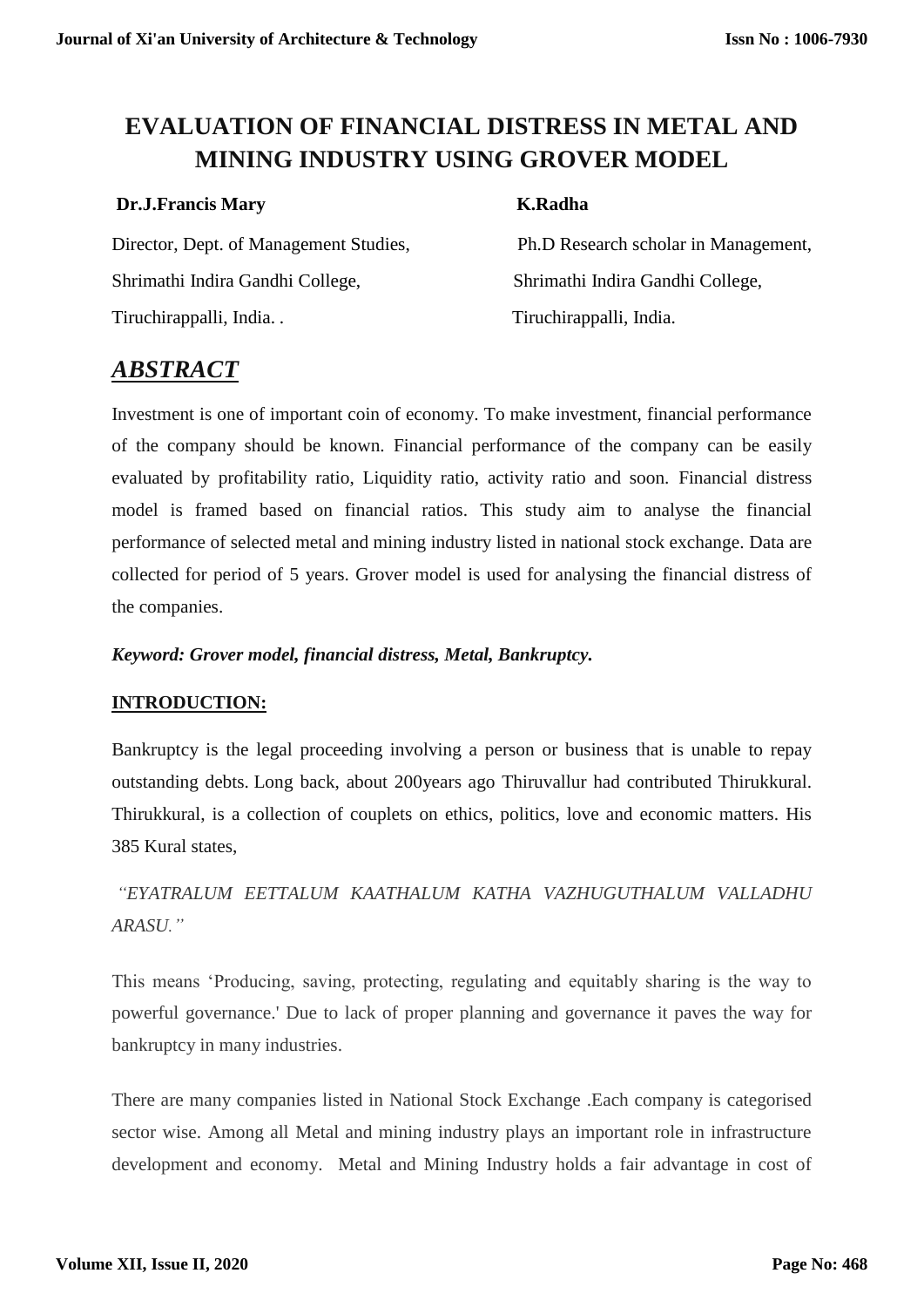# EVALUATION OF FINANCIAL DISTRESS IN METAL AND MINING INDUSTRY USING GROVER MODEL

**Dr.J.Francis Mary**

Director, Dept. of Management Studies,

Shrimathi Indira Gandhi College,

Tiruchirappalli, India. .

**K.Radha**

Ph.D Research scholar in Management,

Shrimathi Indira Gandhi College,

Tiruchirappalli, India.

## ***ABSTRACT***

Investment is one of important coin of economy. To make investment, financial performance of the company should be known. Financial performance of the company can be easily evaluated by profitability ratio, Liquidity ratio, activity ratio and soon. Financial distress model is framed based on financial ratios. This study aim to analyse the financial performance of selected metal and mining industry listed in national stock exchange. Data are collected for period of 5 years. Grover model is used for analysing the financial distress of the companies.

***Keyword: Grover model, financial distress, Metal, Bankruptcy.***

**INTRODUCTION:**

Bankruptcy is the legal proceeding involving a person or business that is unable to repay outstanding debts. Long back, about 200years ago Thiruvallur had contributed Thirukkural. Thirukkural, is a collection of couplets on ethics, politics, love and economic matters. His 385 Kural states,

*"EYATRALUM EETTALUM KAATHALUM KATHA VAZHUGUTHALUM VALLADHU ARASU."*

This means 'Producing, saving, protecting, regulating and equitably sharing is the way to powerful governance.' Due to lack of proper planning and governance it paves the way for bankruptcy in many industries.

There are many companies listed in National Stock Exchange .Each company is categorised sector wise. Among all Metal and mining industry plays an important role in infrastructure development and economy. Metal and Mining Industry holds a fair advantage in cost of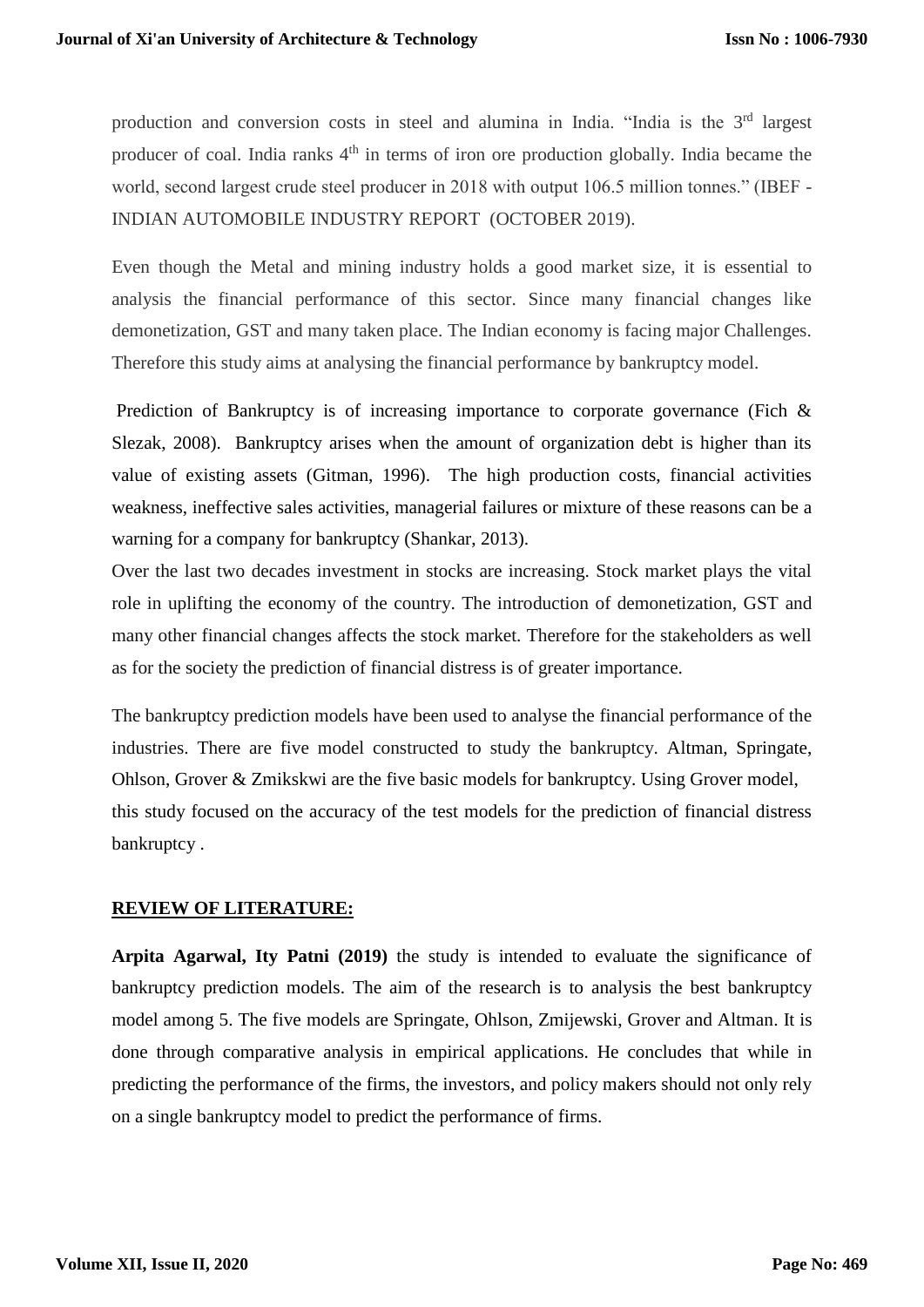production and conversion costs in steel and alumina in India. "India is the 3rd largest producer of coal. India ranks 4th in terms of iron ore production globally. India became the world, second largest crude steel producer in 2018 with output 106.5 million tonnes." (IBEF - INDIAN AUTOMOBILE INDUSTRY REPORT (OCTOBER 2019).

Even though the Metal and mining industry holds a good market size, it is essential to analysis the financial performance of this sector. Since many financial changes like demonetization, GST and many taken place. The Indian economy is facing major Challenges. Therefore this study aims at analysing the financial performance by bankruptcy model.

Prediction of Bankruptcy is of increasing importance to corporate governance (Fich & Slezak, 2008). Bankruptcy arises when the amount of organization debt is higher than its value of existing assets (Gitman, 1996). The high production costs, financial activities weakness, ineffective sales activities, managerial failures or mixture of these reasons can be a warning for a company for bankruptcy (Shankar, 2013).

Over the last two decades investment in stocks are increasing. Stock market plays the vital role in uplifting the economy of the country. The introduction of demonetization, GST and many other financial changes affects the stock market. Therefore for the stakeholders as well as for the society the prediction of financial distress is of greater importance.

The bankruptcy prediction models have been used to analyse the financial performance of the industries. There are five model constructed to study the bankruptcy. Altman, Springate, Ohlson, Grover & Zmikskwi are the five basic models for bankruptcy. Using Grover model, this study focused on the accuracy of the test models for the prediction of financial distress bankruptcy .

## REVIEW OF LITERATURE:

**Arpita Agarwal, Ity Patni (2019)** the study is intended to evaluate the significance of bankruptcy prediction models. The aim of the research is to analysis the best bankruptcy model among 5. The five models are Springate, Ohlson, Zmijewski, Grover and Altman. It is done through comparative analysis in empirical applications. He concludes that while in predicting the performance of the firms, the investors, and policy makers should not only rely on a single bankruptcy model to predict the performance of firms.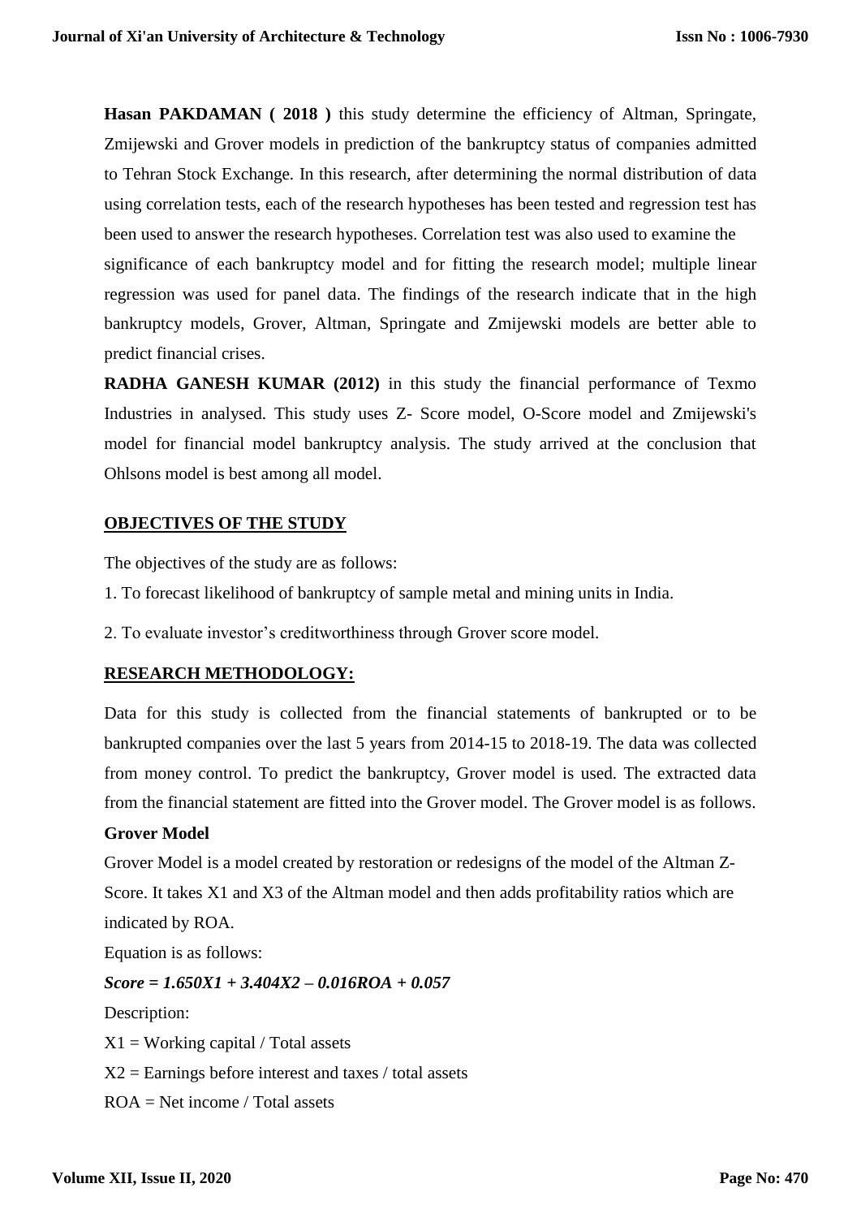**Hasan PAKDAMAN ( 2018 )** this study determine the efficiency of Altman, Springate, Zmijewski and Grover models in prediction of the bankruptcy status of companies admitted to Tehran Stock Exchange. In this research, after determining the normal distribution of data using correlation tests, each of the research hypotheses has been tested and regression test has been used to answer the research hypotheses. Correlation test was also used to examine the significance of each bankruptcy model and for fitting the research model; multiple linear regression was used for panel data. The findings of the research indicate that in the high bankruptcy models, Grover, Altman, Springate and Zmijewski models are better able to predict financial crises.

**RADHA GANESH KUMAR (2012)** in this study the financial performance of Texmo Industries in analysed. This study uses Z- Score model, O-Score model and Zmijewski's model for financial model bankruptcy analysis. The study arrived at the conclusion that Ohlsons model is best among all model.

## OBJECTIVES OF THE STUDY

The objectives of the study are as follows:

1. To forecast likelihood of bankruptcy of sample metal and mining units in India.
2. To evaluate investor's creditworthiness through Grover score model.

## RESEARCH METHODOLOGY:

Data for this study is collected from the financial statements of bankrupted or to be bankrupted companies over the last 5 years from 2014-15 to 2018-19. The data was collected from money control. To predict the bankruptcy, Grover model is used. The extracted data from the financial statement are fitted into the Grover model. The Grover model is as follows.

### Grover Model

Grover Model is a model created by restoration or redesigns of the model of the Altman Z-Score. It takes X1 and X3 of the Altman model and then adds profitability ratios which are indicated by ROA.

Equation is as follows:

$$Score = 1.650X_1 + 3.404X_2 - 0.016ROA + 0.057$$

Description:

$X_1$ = Working capital / Total assets

$X_2$ = Earnings before interest and taxes / total assets

ROA = Net income / Total assets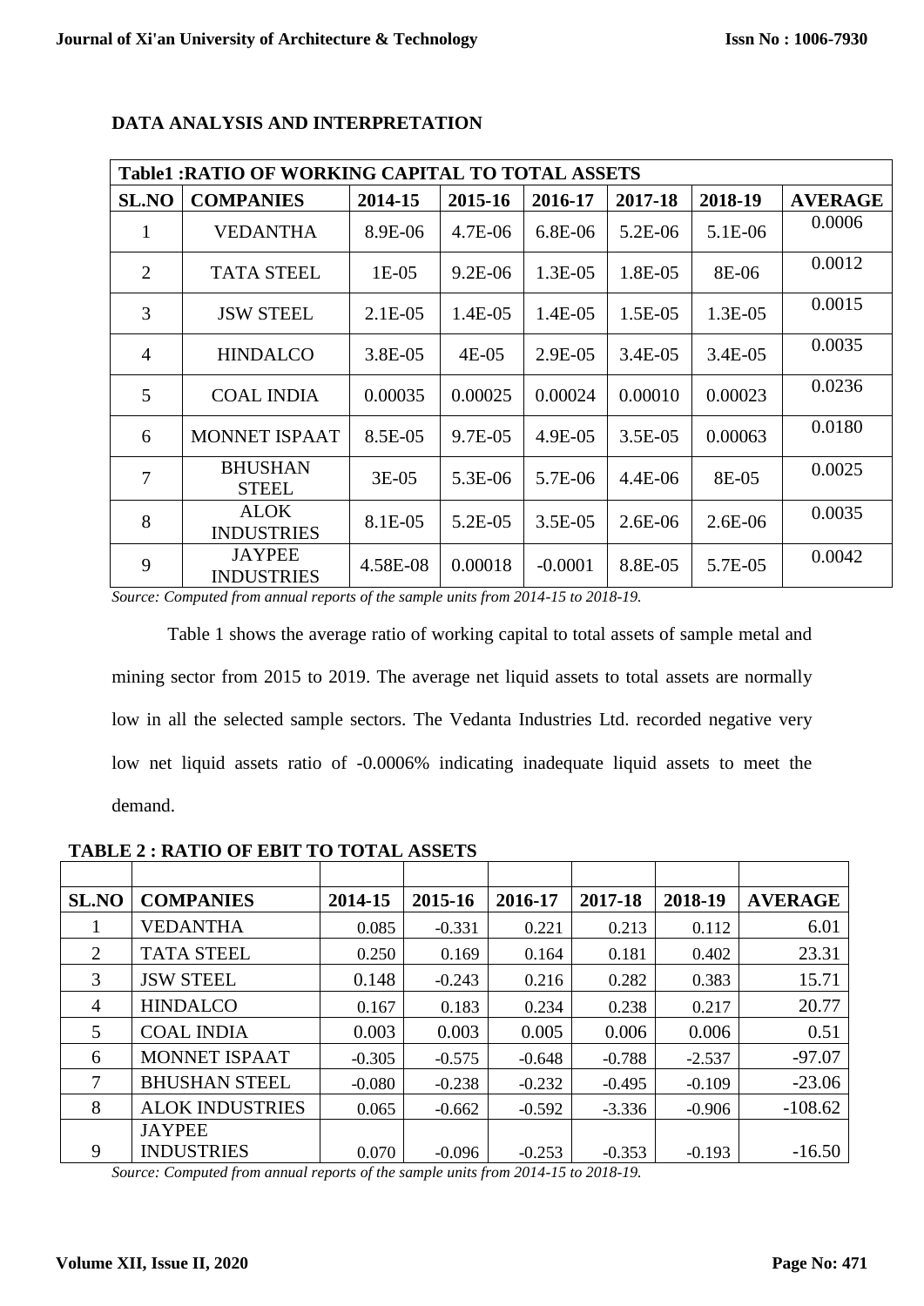## DATA ANALYSIS AND INTERPRETATION

| Table1 :RATIO OF WORKING CAPITAL TO TOTAL ASSETS | | | | | | | |
|---|---|---|---|---|---|---|---|
| SL.NO | COMPANIES | 2014-15 | 2015-16 | 2016-17 | 2017-18 | 2018-19 | AVERAGE |
| 1 | VEDANTHA | 8.9E-06 | 4.7E-06 | 6.8E-06 | 5.2E-06 | 5.1E-06 | 0.0006 |
| 2 | TATA STEEL | 1E-05 | 9.2E-06 | 1.3E-05 | 1.8E-05 | 8E-06 | 0.0012 |
| 3 | JSW STEEL | 2.1E-05 | 1.4E-05 | 1.4E-05 | 1.5E-05 | 1.3E-05 | 0.0015 |
| 4 | HINDALCO | 3.8E-05 | 4E-05 | 2.9E-05 | 3.4E-05 | 3.4E-05 | 0.0035 |
| 5 | COAL INDIA | 0.00035 | 0.00025 | 0.00024 | 0.00010 | 0.00023 | 0.0236 |
| 6 | MONNET ISPAAT | 8.5E-05 | 9.7E-05 | 4.9E-05 | 3.5E-05 | 0.00063 | 0.0180 |
| 7 | BHUSHAN STEEL | 3E-05 | 5.3E-06 | 5.7E-06 | 4.4E-06 | 8E-05 | 0.0025 |
| 8 | ALOK INDUSTRIES | 8.1E-05 | 5.2E-05 | 3.5E-05 | 2.6E-06 | 2.6E-06 | 0.0035 |
| 9 | JAYPEE INDUSTRIES | 4.58E-08 | 0.00018 | -0.0001 | 8.8E-05 | 5.7E-05 | 0.0042 |

*Source: Computed from annual reports of the sample units from 2014-15 to 2018-19.*

Table 1 shows the average ratio of working capital to total assets of sample metal and mining sector from 2015 to 2019. The average net liquid assets to total assets are normally low in all the selected sample sectors. The Vedanta Industries Ltd. recorded negative very low net liquid assets ratio of -0.0006% indicating inadequate liquid assets to meet the demand.

**TABLE 2 : RATIO OF EBIT TO TOTAL ASSETS**

| SL.NO | COMPANIES | 2014-15 | 2015-16 | 2016-17 | 2017-18 | 2018-19 | AVERAGE |
|---|---|---|---|---|---|---|---|
| 1 | VEDANTHA | 0.085 | -0.331 | 0.221 | 0.213 | 0.112 | 6.01 |
| 2 | TATA STEEL | 0.250 | 0.169 | 0.164 | 0.181 | 0.402 | 23.31 |
| 3 | JSW STEEL | 0.148 | -0.243 | 0.216 | 0.282 | 0.383 | 15.71 |
| 4 | HINDALCO | 0.167 | 0.183 | 0.234 | 0.238 | 0.217 | 20.77 |
| 5 | COAL INDIA | 0.003 | 0.003 | 0.005 | 0.006 | 0.006 | 0.51 |
| 6 | MONNET ISPAAT | -0.305 | -0.575 | -0.648 | -0.788 | -2.537 | -97.07 |
| 7 | BHUSHAN STEEL | -0.080 | -0.238 | -0.232 | -0.495 | -0.109 | -23.06 |
| 8 | ALOK INDUSTRIES | 0.065 | -0.662 | -0.592 | -3.336 | -0.906 | -108.62 |
| 9 | JAYPEE INDUSTRIES | 0.070 | -0.096 | -0.253 | -0.353 | -0.193 | -16.50 |

*Source: Computed from annual reports of the sample units from 2014-15 to 2018-19.*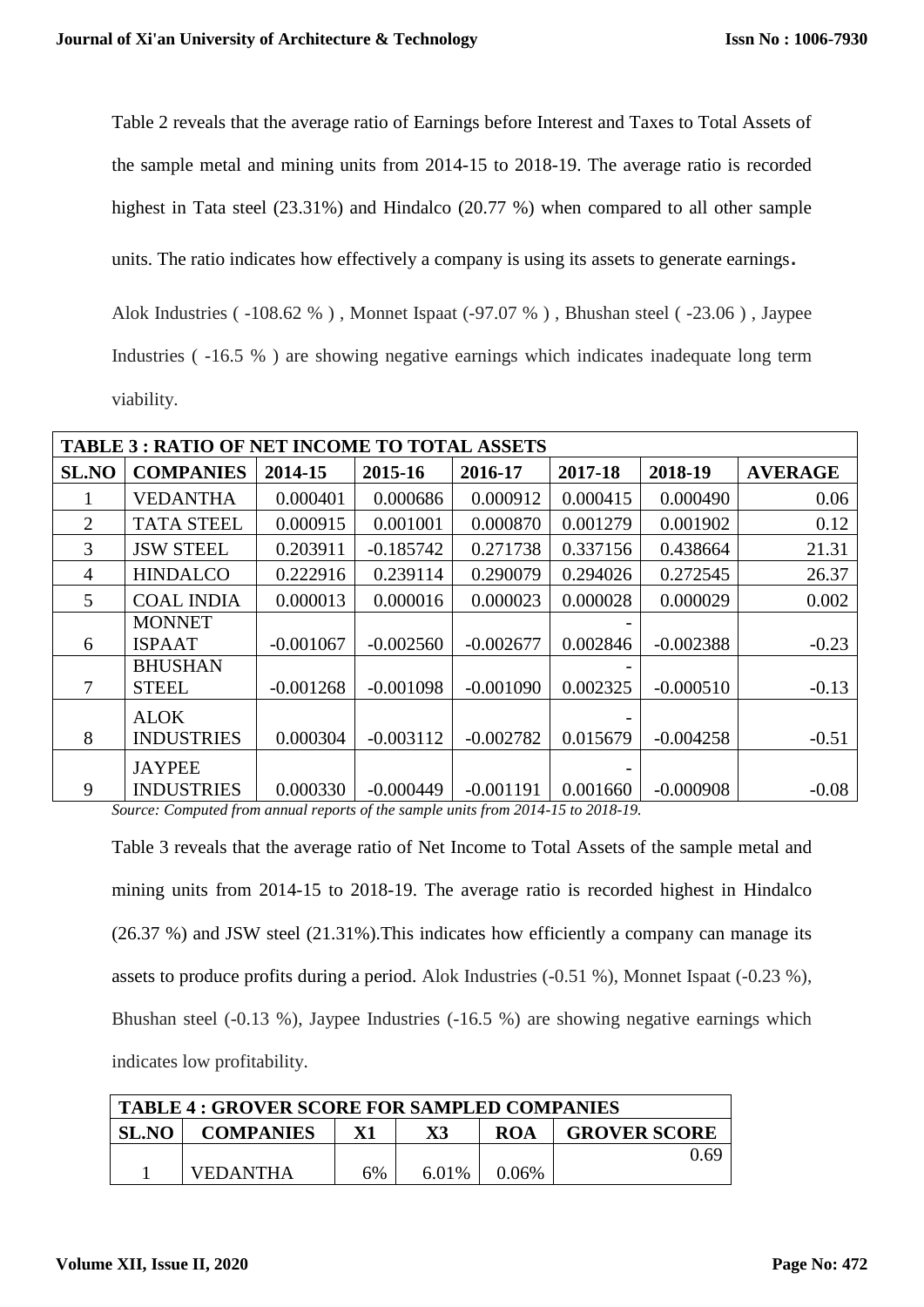Table 2 reveals that the average ratio of Earnings before Interest and Taxes to Total Assets of the sample metal and mining units from 2014-15 to 2018-19. The average ratio is recorded highest in Tata steel (23.31%) and Hindalco (20.77 %) when compared to all other sample units. The ratio indicates how effectively a company is using its assets to generate earnings.

Alok Industries ( -108.62 % ) , Monnet Ispaat (-97.07 % ) , Bhushan steel ( -23.06 ) , Jaypee Industries ( -16.5 % ) are showing negative earnings which indicates inadequate long term viability.

| TABLE 3 : RATIO OF NET INCOME TO TOTAL ASSETS | | | | | | | |
|---|---|---|---|---|---|---|---|
| **SL.NO** | **COMPANIES** | **2014-15** | **2015-16** | **2016-17** | **2017-18** | **2018-19** | **AVERAGE** |
| 1 | VEDANTHA | 0.000401 | 0.000686 | 0.000912 | 0.000415 | 0.000490 | 0.06 |
| 2 | TATA STEEL | 0.000915 | 0.001001 | 0.000870 | 0.001279 | 0.001902 | 0.12 |
| 3 | JSW STEEL | 0.203911 | -0.185742 | 0.271738 | 0.337156 | 0.438664 | 21.31 |
| 4 | HINDALCO | 0.222916 | 0.239114 | 0.290079 | 0.294026 | 0.272545 | 26.37 |
| 5 | COAL INDIA | 0.000013 | 0.000016 | 0.000023 | 0.000028 | 0.000029 | 0.002 |
| 6 | MONNET ISPAAT | -0.001067 | -0.002560 | -0.002677 | -0.002846 | -0.002388 | -0.23 |
| 7 | BHUSHAN STEEL | -0.001268 | -0.001098 | -0.001090 | -0.002325 | -0.000510 | -0.13 |
| 8 | ALOK INDUSTRIES | 0.000304 | -0.003112 | -0.002782 | -0.015679 | -0.004258 | -0.51 |
| 9 | JAYPEE INDUSTRIES | 0.000330 | -0.000449 | -0.001191 | -0.001660 | -0.000908 | -0.08 |

*Source: Computed from annual reports of the sample units from 2014-15 to 2018-19.*

Table 3 reveals that the average ratio of Net Income to Total Assets of the sample metal and mining units from 2014-15 to 2018-19. The average ratio is recorded highest in Hindalco (26.37 %) and JSW steel (21.31%).This indicates how efficiently a company can manage its assets to produce profits during a period. Alok Industries (-0.51 %), Monnet Ispaat (-0.23 %), Bhushan steel (-0.13 %), Jaypee Industries (-16.5 %) are showing negative earnings which indicates low profitability.

| TABLE 4 : GROVER SCORE FOR SAMPLED COMPANIES | | | | | |
|---|---|---|---|---|---|
| **SL.NO** | **COMPANIES** | **X1** | **X3** | **ROA** | **GROVER SCORE** |
| 1 | VEDANTHA | 6% | 6.01% | 0.06% | 0.69 |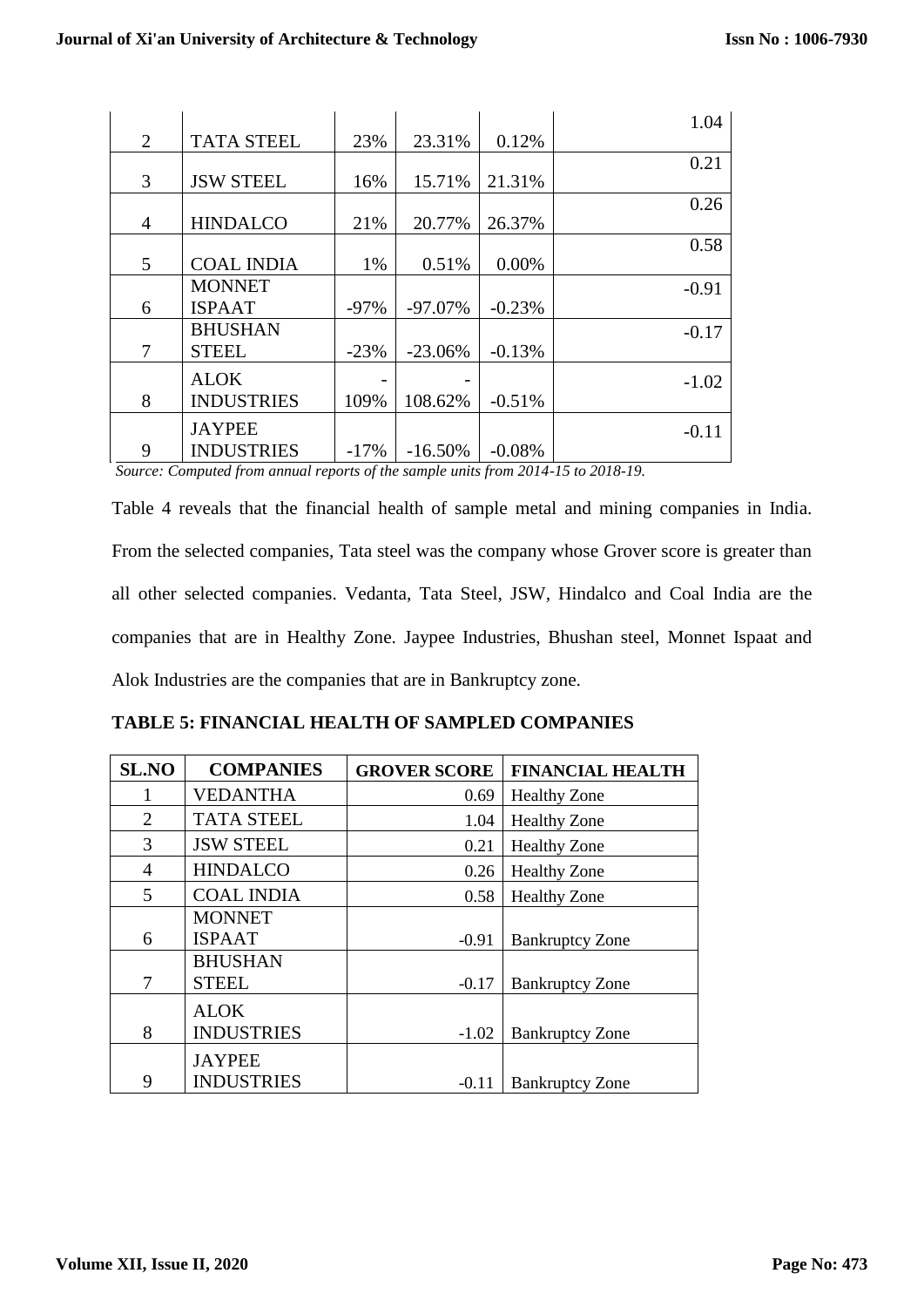| | | | | | |
|---|---|---|---|---|---|
| 2 | TATA STEEL | 23% | 23.31% | 0.12% | 1.04 |
| 3 | JSW STEEL | 16% | 15.71% | 21.31% | 0.21 |
| 4 | HINDALCO | 21% | 20.77% | 26.37% | 0.26 |
| 5 | COAL INDIA | 1% | 0.51% | 0.00% | 0.58 |
| 6 | MONNET ISPAAT | -97% | -97.07% | -0.23% | -0.91 |
| 7 | BHUSHAN STEEL | -23% | -23.06% | -0.13% | -0.17 |
| 8 | ALOK INDUSTRIES | -109% | -108.62% | -0.51% | -1.02 |
| 9 | JAYPEE INDUSTRIES | -17% | -16.50% | -0.08% | -0.11 |

*Source: Computed from annual reports of the sample units from 2014-15 to 2018-19.*

Table 4 reveals that the financial health of sample metal and mining companies in India. From the selected companies, Tata steel was the company whose Grover score is greater than all other selected companies. Vedanta, Tata Steel, JSW, Hindalco and Coal India are the companies that are in Healthy Zone. Jaypee Industries, Bhushan steel, Monnet Ispaat and Alok Industries are the companies that are in Bankruptcy zone.

**TABLE 5: FINANCIAL HEALTH OF SAMPLED COMPANIES**

| SL.NO | COMPANIES | GROVER SCORE | FINANCIAL HEALTH |
|---|---|---|---|
| 1 | VEDANTHA | 0.69 | Healthy Zone |
| 2 | TATA STEEL | 1.04 | Healthy Zone |
| 3 | JSW STEEL | 0.21 | Healthy Zone |
| 4 | HINDALCO | 0.26 | Healthy Zone |
| 5 | COAL INDIA | 0.58 | Healthy Zone |
| 6 | MONNET ISPAAT | -0.91 | Bankruptcy Zone |
| 7 | BHUSHAN STEEL | -0.17 | Bankruptcy Zone |
| 8 | ALOK INDUSTRIES | -1.02 | Bankruptcy Zone |
| 9 | JAYPEE INDUSTRIES | -0.11 | Bankruptcy Zone |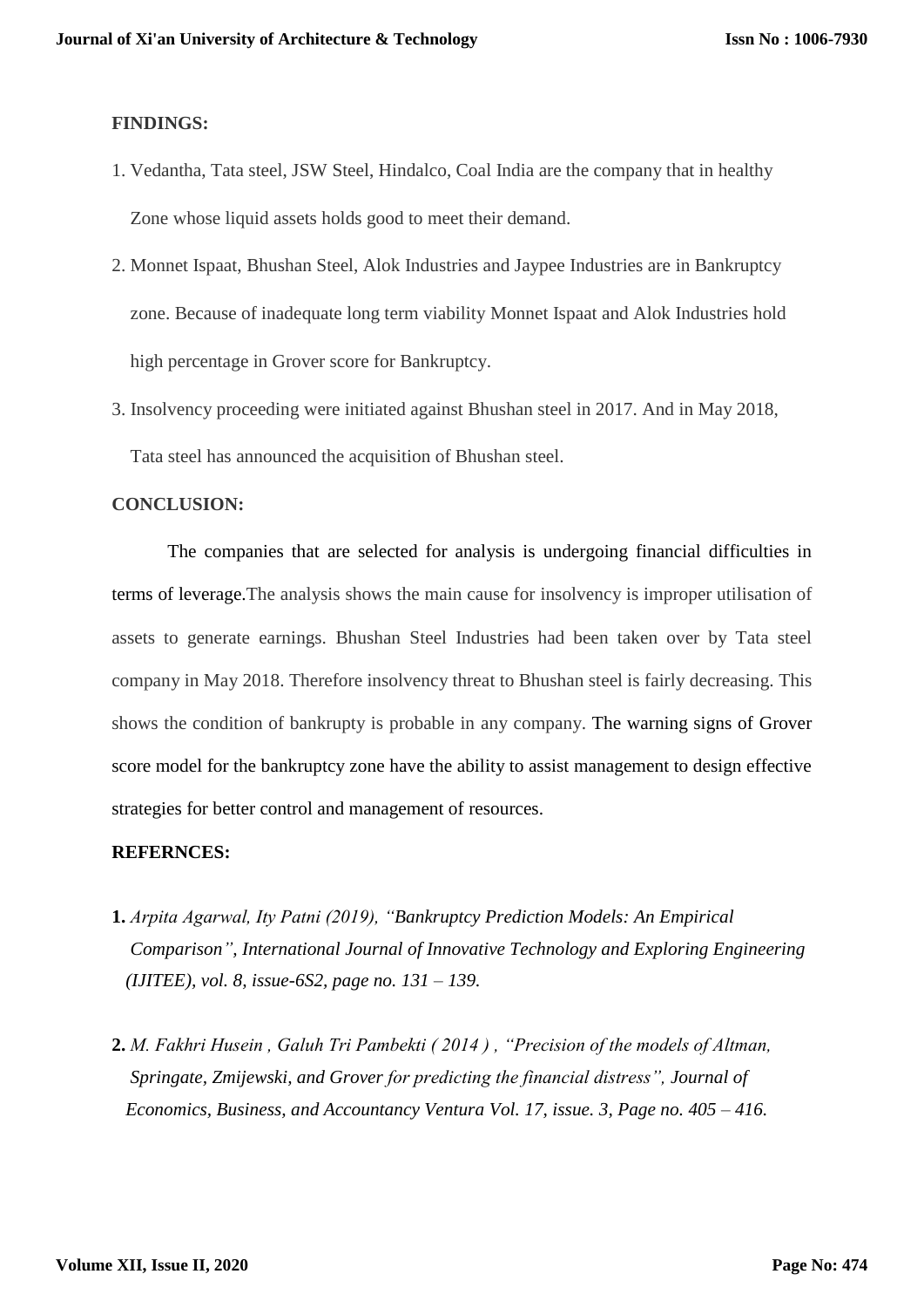**FINDINGS:**

1. Vedantha, Tata steel, JSW Steel, Hindalco, Coal India are the company that in healthy Zone whose liquid assets holds good to meet their demand.
2. Monnet Ispaat, Bhushan Steel, Alok Industries and Jaypee Industries are in Bankruptcy zone. Because of inadequate long term viability Monnet Ispaat and Alok Industries hold high percentage in Grover score for Bankruptcy.
3. Insolvency proceeding were initiated against Bhushan steel in 2017. And in May 2018, Tata steel has announced the acquisition of Bhushan steel.

**CONCLUSION:**

The companies that are selected for analysis is undergoing financial difficulties in terms of leverage.The analysis shows the main cause for insolvency is improper utilisation of assets to generate earnings. Bhushan Steel Industries had been taken over by Tata steel company in May 2018. Therefore insolvency threat to Bhushan steel is fairly decreasing. This shows the condition of bankrupty is probable in any company. The warning signs of Grover score model for the bankruptcy zone have the ability to assist management to design effective strategies for better control and management of resources.

**REFERNCES:**

**1.** *Arpita Agarwal, Ity Patni (2019), "Bankruptcy Prediction Models: An Empirical Comparison", International Journal of Innovative Technology and Exploring Engineering (IJITEE), vol. 8, issue-6S2, page no. 131 – 139.*

**2.** *M. Fakhri Husein , Galuh Tri Pambekti ( 2014 ) , "Precision of the models of Altman, Springate, Zmijewski, and Grover for predicting the financial distress", Journal of Economics, Business, and Accountancy Ventura Vol. 17, issue. 3, Page no. 405 – 416.*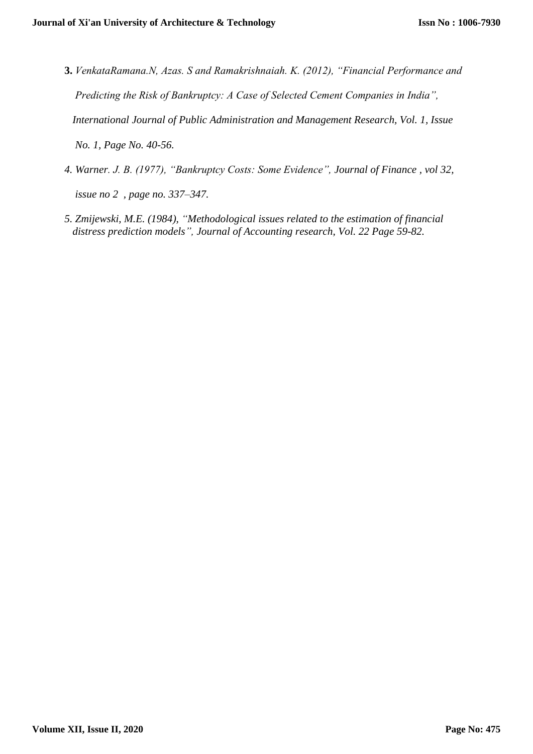**3.** *VenkataRamana.N, Azas. S and Ramakrishnaiah. K. (2012), "Financial Performance and Predicting the Risk of Bankruptcy: A Case of Selected Cement Companies in India", International Journal of Public Administration and Management Research, Vol. 1, Issue No. 1, Page No. 40-56.*

*4. Warner. J. B. (1977), "Bankruptcy Costs: Some Evidence", Journal of Finance , vol 32, issue no 2 , page no. 337–347.*

*5. Zmijewski, M.E. (1984), "Methodological issues related to the estimation of financial distress prediction models", Journal of Accounting research, Vol. 22 Page 59-82.*